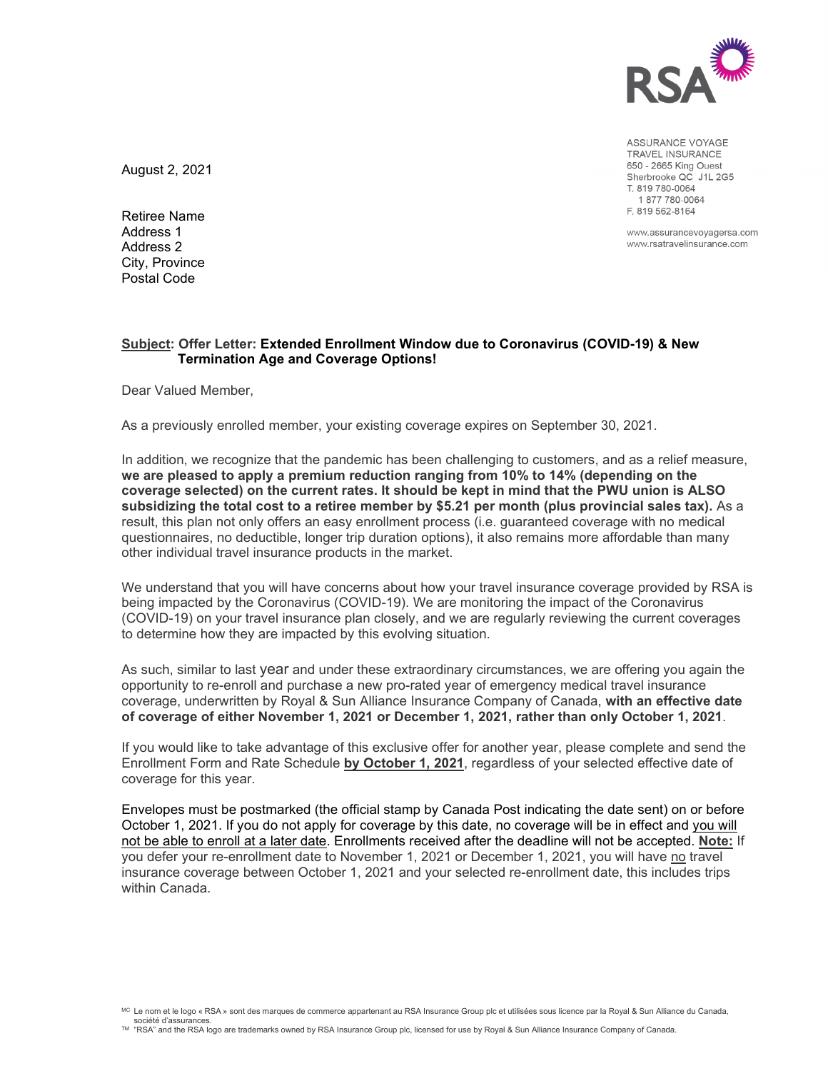ASSURANCE VOYAGE
TRAVEL INSURANCE
650 - 2665 King Ouest
Sherbrooke QC J1L 2G5
T. 819 780-0064
1 877 780-0064
F. 819 562-8164

www.assurancevoyagersa.com
www.rsatravelinsurance.com

August 2, 2021

Retiree Name
Address 1
Address 2
City, Province
Postal Code

**Subject: Offer Letter: Extended Enrollment Window due to Coronavirus (COVID-19) & New Termination Age and Coverage Options!**

Dear Valued Member,

As a previously enrolled member, your existing coverage expires on September 30, 2021.

In addition, we recognize that the pandemic has been challenging to customers, and as a relief measure, **we are pleased to apply a premium reduction ranging from 10% to 14% (depending on the coverage selected) on the current rates. It should be kept in mind that the PWU union is ALSO subsidizing the total cost to a retiree member by $5.21 per month (plus provincial sales tax).** As a result, this plan not only offers an easy enrollment process (i.e. guaranteed coverage with no medical questionnaires, no deductible, longer trip duration options), it also remains more affordable than many other individual travel insurance products in the market.

We understand that you will have concerns about how your travel insurance coverage provided by RSA is being impacted by the Coronavirus (COVID-19). We are monitoring the impact of the Coronavirus (COVID-19) on your travel insurance plan closely, and we are regularly reviewing the current coverages to determine how they are impacted by this evolving situation.

As such, similar to last year and under these extraordinary circumstances, we are offering you again the opportunity to re-enroll and purchase a new pro-rated year of emergency medical travel insurance coverage, underwritten by Royal & Sun Alliance Insurance Company of Canada, **with an effective date of coverage of either November 1, 2021 or December 1, 2021, rather than only October 1, 2021**.

If you would like to take advantage of this exclusive offer for another year, please complete and send the Enrollment Form and Rate Schedule **by October 1, 2021**, regardless of your selected effective date of coverage for this year.

Envelopes must be postmarked (the official stamp by Canada Post indicating the date sent) on or before October 1, 2021. If you do not apply for coverage by this date, no coverage will be in effect and you will not be able to enroll at a later date. Enrollments received after the deadline will not be accepted. **Note:** If you defer your re-enrollment date to November 1, 2021 or December 1, 2021, you will have no travel insurance coverage between October 1, 2021 and your selected re-enrollment date, this includes trips within Canada.

MC Le nom et le logo « RSA » sont des marques de commerce appartenant au RSA Insurance Group plc et utilisées sous licence par la Royal & Sun Alliance du Canada, société d'assurances.
TM "RSA" and the RSA logo are trademarks owned by RSA Insurance Group plc, licensed for use by Royal & Sun Alliance Insurance Company of Canada.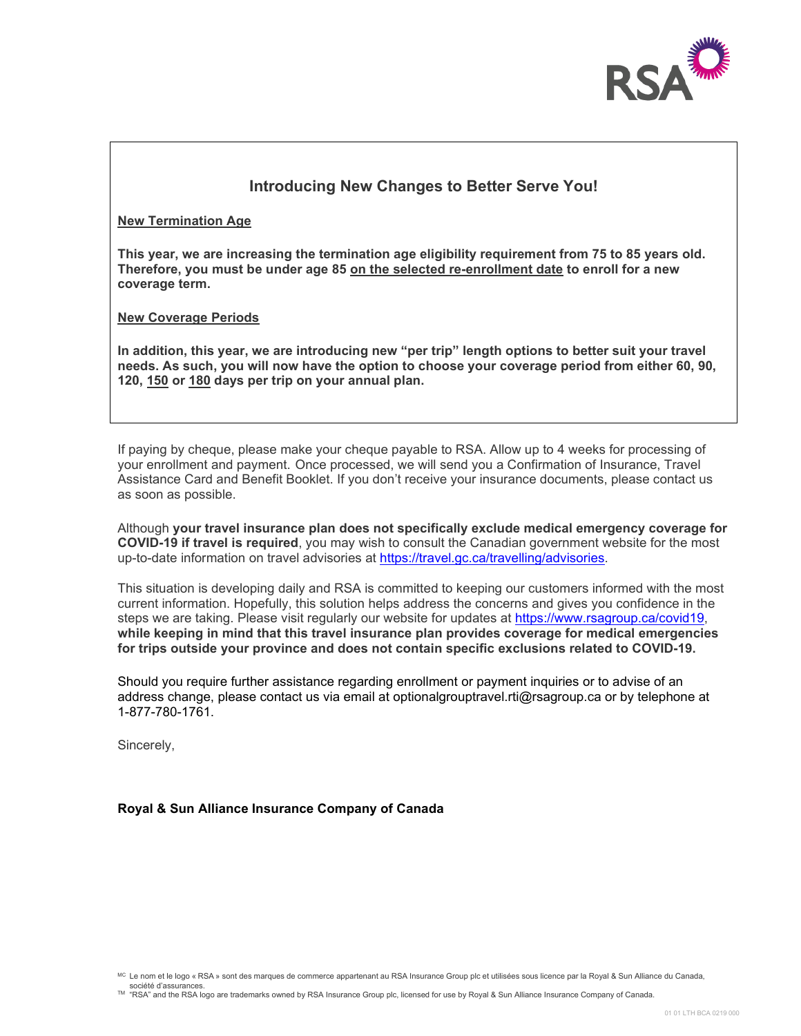## Introducing New Changes to Better Serve You!

**New Termination Age**

**This year, we are increasing the termination age eligibility requirement from 75 to 85 years old. Therefore, you must be under age 85 on the selected re-enrollment date to enroll for a new coverage term.**

**New Coverage Periods**

**In addition, this year, we are introducing new "per trip" length options to better suit your travel needs. As such, you will now have the option to choose your coverage period from either 60, 90, 120, 150 or 180 days per trip on your annual plan.**

If paying by cheque, please make your cheque payable to RSA. Allow up to 4 weeks for processing of your enrollment and payment. Once processed, we will send you a Confirmation of Insurance, Travel Assistance Card and Benefit Booklet. If you don't receive your insurance documents, please contact us as soon as possible.

Although **your travel insurance plan does not specifically exclude medical emergency coverage for COVID-19 if travel is required**, you may wish to consult the Canadian government website for the most up-to-date information on travel advisories at https://travel.gc.ca/travelling/advisories.

This situation is developing daily and RSA is committed to keeping our customers informed with the most current information. Hopefully, this solution helps address the concerns and gives you confidence in the steps we are taking. Please visit regularly our website for updates at https://www.rsagroup.ca/covid19, **while keeping in mind that this travel insurance plan provides coverage for medical emergencies for trips outside your province and does not contain specific exclusions related to COVID-19.**

Should you require further assistance regarding enrollment or payment inquiries or to advise of an address change, please contact us via email at optionalgrouptravel.rti@rsagroup.ca or by telephone at 1-877-780-1761.

Sincerely,

**Royal & Sun Alliance Insurance Company of Canada**

MC Le nom et le logo « RSA » sont des marques de commerce appartenant au RSA Insurance Group plc et utilisées sous licence par la Royal & Sun Alliance du Canada, société d'assurances.

TM "RSA" and the RSA logo are trademarks owned by RSA Insurance Group plc, licensed for use by Royal & Sun Alliance Insurance Company of Canada.

01 01 LTH BCA 0219 000